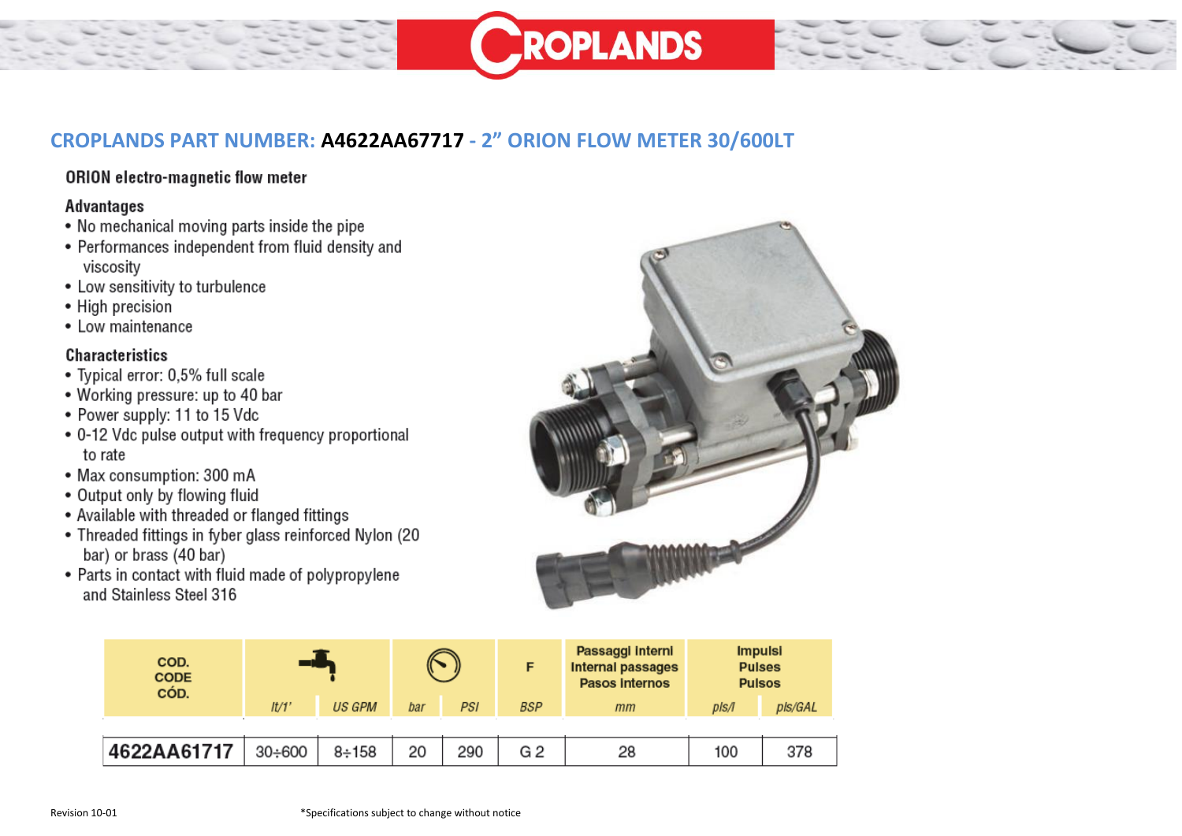## CROPLANDS PART NUMBER: **A4622AA67717** - 2" ORION FLOW METER 30/600LT

### ORION electro-magnetic flow meter

**Advantages**

- No mechanical moving parts inside the pipe
- Performances independent from fluid density and viscosity
- Low sensitivity to turbulence
- High precision
- Low maintenance

**Characteristics**

- Typical error: 0,5% full scale
- Working pressure: up to 40 bar
- Power supply: 11 to 15 Vdc
- 0-12 Vdc pulse output with frequency proportional to rate
- Max consumption: 300 mA
- Output only by flowing fluid
- Available with threaded or flanged fittings
- Threaded fittings in fyber glass reinforced Nylon (20 bar) or brass (40 bar)
- Parts in contact with fluid made of polypropylene and Stainless Steel 316

| COD. CODE CÓD. | | | | | F | Passaggi Interni Internal passages Pasos Internos | Impulsi Pulses Pulsos | |
|---|---|---|---|---|---|---|---|---|
| | lt/1' | US GPM | bar | PSI | BSP | mm | pls/l | pls/GAL |
| **4622AA61717** | 30÷600 | 8÷158 | 20 | 290 | G 2 | 28 | 100 | 378 |

Revision 10-01

*Specifications subject to change without notice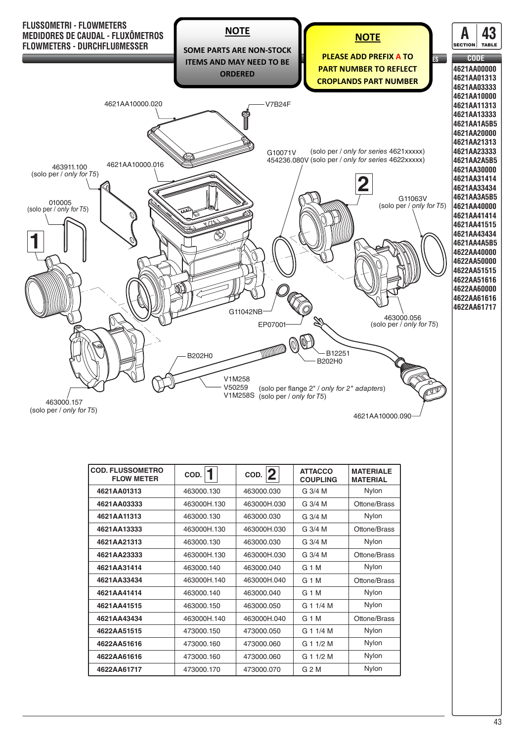# FLUSSOMETRI - FLOWMETERS
# MEDIDORES DE CAUDAL - FLUXÔMETROS
# FLOWMETERS - DURCHFLUßMESSER

**NOTE**

**SOME PARTS ARE NON-STOCK ITEMS AND MAY NEED TO BE ORDERED**

**NOTE**

**PLEASE ADD PREFIX A TO PART NUMBER TO REFLECT CROPLANDS PART NUMBER**

A SECTION | 43 TABLE

**CODE**

4621AA00000
4621AA01313
4621AA03333
4621AA10000
4621AA11313
4621AA13333
4621AA1A5B5
4621AA20000
4621AA21313
4621AA23333
4621AA2A5B5
4621AA30000
4621AA31414
4621AA33434
4621AA3A5B5
4621AA40000
4621AA41414
4621AA41515
4621AA43434
4621AA4A5B5
4622AA40000
4622AA50000
4622AA51515
4622AA51616
4622AA60000
4622AA61616
4622AA61717

4621AA10000.020
V7B24F
G10071V (solo per / *only for series* 4621xxxxx)
454236.080V (solo per / *only for series* 4622xxxxx)
463911.100 (solo per / *only for T5*)
4621AA10000.016
010005 (solo per / *only for T5*)
G11063V (solo per / *only for T5*)
1
2
G11042NB
EP07001
463000.056 (solo per / *only for T5*)
B12251
B202H0
B202H0
V1M258
V50259 (solo per flange 2" / *only for 2" adapters*)
V1M258S (solo per / *only for T5*)
463000.157 (solo per / *only for T5*)
4621AA10000.090

| COD. FLUSSOMETRO FLOW METER | COD. 1 | COD. 2 | ATTACCO COUPLING | MATERIALE MATERIAL |
|---|---|---|---|---|
| 4621AA01313 | 463000.130 | 463000.030 | G 3/4 M | Nylon |
| 4621AA03333 | 463000H.130 | 463000H.030 | G 3/4 M | Ottone/Brass |
| 4621AA11313 | 463000.130 | 463000.030 | G 3/4 M | Nylon |
| 4621AA13333 | 463000H.130 | 463000H.030 | G 3/4 M | Ottone/Brass |
| 4621AA21313 | 463000.130 | 463000.030 | G 3/4 M | Nylon |
| 4621AA23333 | 463000H.130 | 463000H.030 | G 3/4 M | Ottone/Brass |
| 4621AA31414 | 463000.140 | 463000.040 | G 1 M | Nylon |
| 4621AA33434 | 463000H.140 | 463000H.040 | G 1 M | Ottone/Brass |
| 4621AA41414 | 463000.140 | 463000.040 | G 1 M | Nylon |
| 4621AA41515 | 463000.150 | 463000.050 | G 1 1/4 M | Nylon |
| 4621AA43434 | 463000H.140 | 463000H.040 | G 1 M | Ottone/Brass |
| 4622AA51515 | 473000.150 | 473000.050 | G 1 1/4 M | Nylon |
| 4622AA51616 | 473000.160 | 473000.060 | G 1 1/2 M | Nylon |
| 4622AA61616 | 473000.160 | 473000.060 | G 1 1/2 M | Nylon |
| 4622AA61717 | 473000.170 | 473000.070 | G 2 M | Nylon |